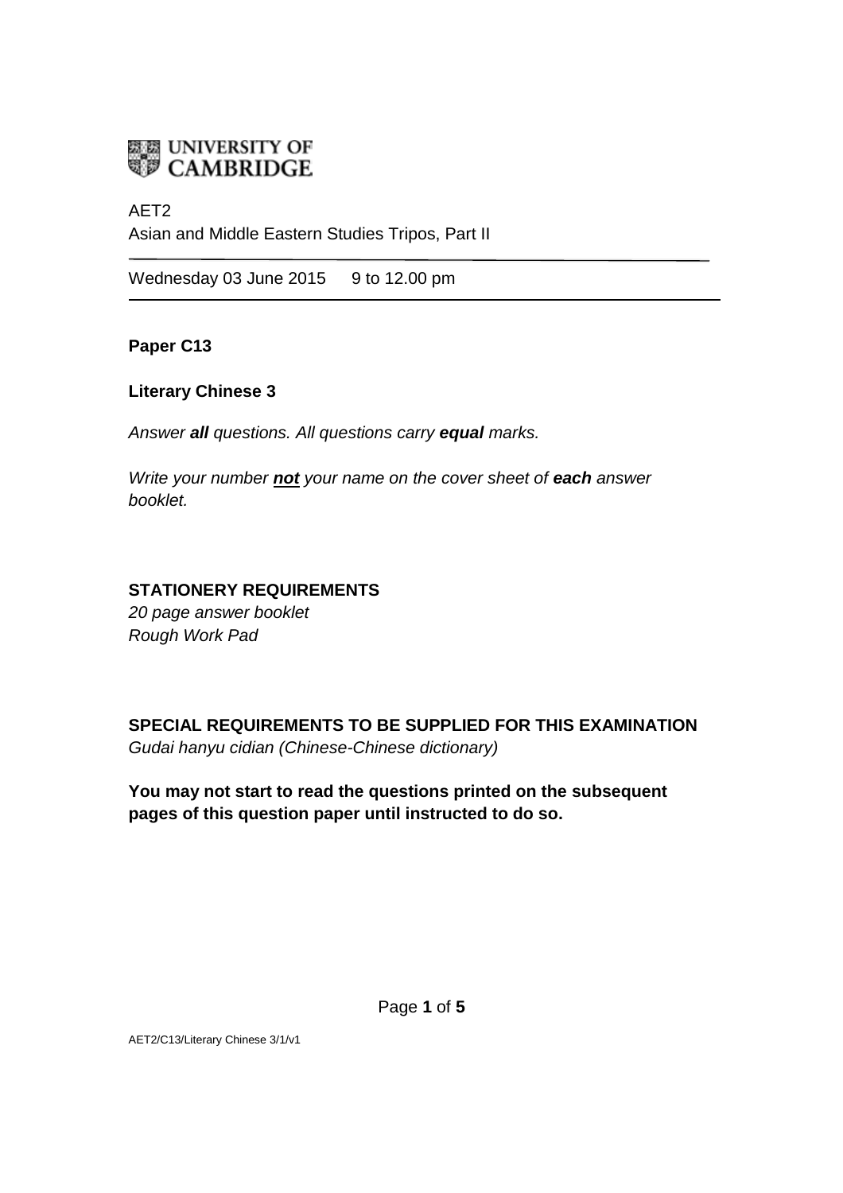UNIVERSITY OF CAMBRIDGE

AET2

Asian and Middle Eastern Studies Tripos, Part II

---

Wednesday 03 June 2015 9 to 12.00 pm

---

**Paper C13**

**Literary Chinese 3**

*Answer **all** questions. All questions carry **equal** marks.*

*Write your number **not** your name on the cover sheet of **each** answer booklet.*

**STATIONERY REQUIREMENTS**

*20 page answer booklet*

*Rough Work Pad*

**SPECIAL REQUIREMENTS TO BE SUPPLIED FOR THIS EXAMINATION**

*Gudai hanyu cidian (Chinese-Chinese dictionary)*

**You may not start to read the questions printed on the subsequent pages of this question paper until instructed to do so.**

AET2/C13/Literary Chinese 3/1/v1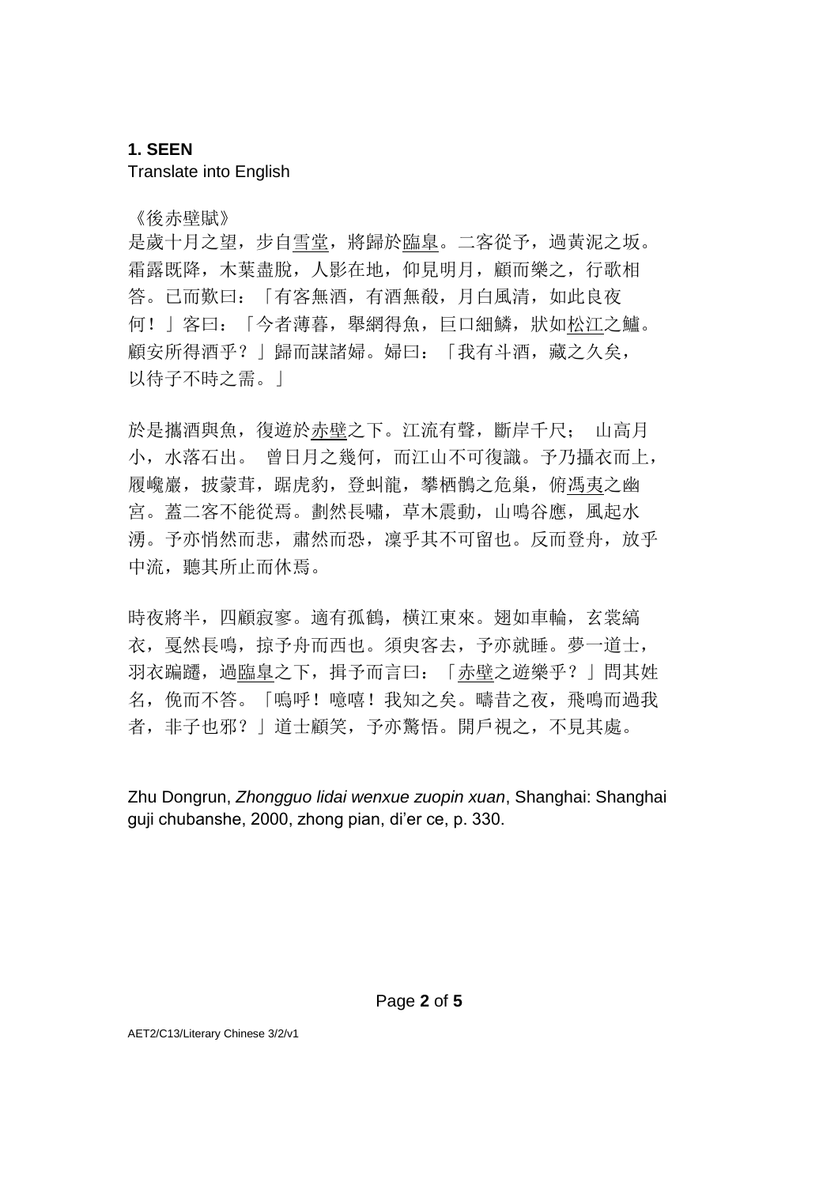**1. SEEN**

Translate into English

《後赤壁賦》

是歲十月之望，步自雪堂，將歸於臨皋。二客從予，過黃泥之坂。霜露既降，木葉盡脫，人影在地，仰見明月，顧而樂之，行歌相答。已而歎曰：「有客無酒，有酒無殽，月白風清，如此良夜何！」客曰：「今者薄暮，舉網得魚，巨口細鱗，狀如松江之鱸。顧安所得酒乎？」歸而謀諸婦。婦曰：「我有斗酒，藏之久矣，以待子不時之需。」

於是攜酒與魚，復遊於赤壁之下。江流有聲，斷岸千尺； 山高月小，水落石出。 曾日月之幾何，而江山不可復識。予乃攝衣而上，履巉巖，披蒙茸，踞虎豹，登虬龍，攀栖鶻之危巢，俯馮夷之幽宮。蓋二客不能從焉。劃然長嘯，草木震動，山鳴谷應，風起水湧。予亦悄然而悲，肅然而恐，凜乎其不可留也。反而登舟，放乎中流，聽其所止而休焉。

時夜將半，四顧寂寥。適有孤鶴，橫江東來。翅如車輪，玄裳縞衣，戛然長鳴，掠予舟而西也。須臾客去，予亦就睡。夢一道士，羽衣蹁躚，過臨皋之下，揖予而言曰：「赤壁之遊樂乎？」問其姓名，俛而不答。「嗚呼！噫嘻！我知之矣。疇昔之夜，飛鳴而過我者，非子也邪？」道士顧笑，予亦驚悟。開戶視之，不見其處。

Zhu Dongrun, *Zhongguo lidai wenxue zuopin xuan*, Shanghai: Shanghai guji chubanshe, 2000, zhong pian, di’er ce, p. 330.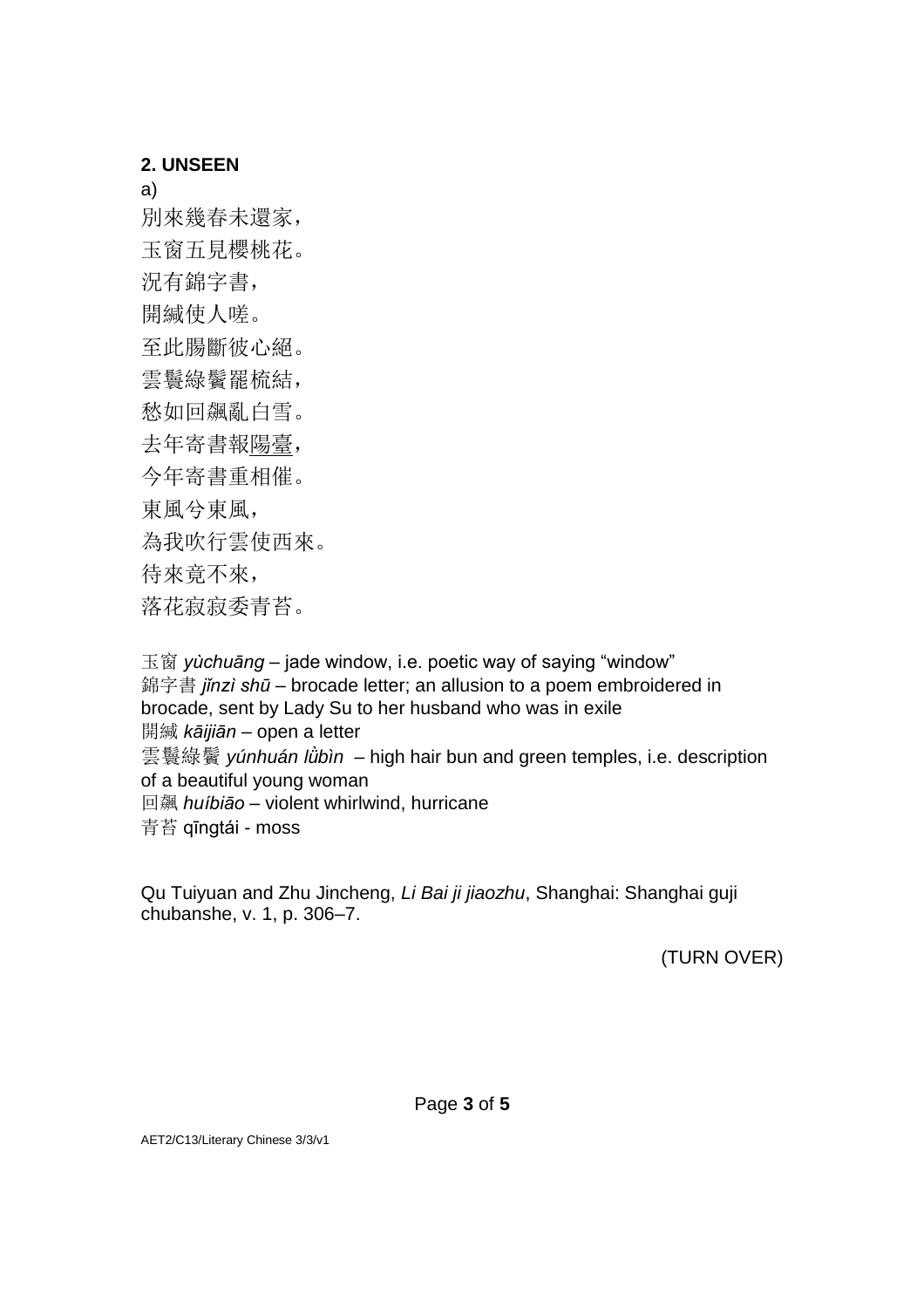**2. UNSEEN**

a)

別來幾春未還家，
玉窗五見櫻桃花。
況有錦字書，
開緘使人嗟。
至此腸斷彼心絕。
雲鬟綠鬢罷梳結，
愁如回飆亂白雪。
去年寄書報<u>陽臺</u>，
今年寄書重相催。
東風兮東風，
為我吹行雲使西來。
待來竟不來，
落花寂寂委青苔。

玉窗 *yùchuāng* – jade window, i.e. poetic way of saying "window"
錦字書 *jǐnzì shū* – brocade letter; an allusion to a poem embroidered in brocade, sent by Lady Su to her husband who was in exile
開緘 *kāijiān* – open a letter
雲鬟綠鬢 *yúnhuán lǜbìn* – high hair bun and green temples, i.e. description of a beautiful young woman
回飆 *huíbiāo* – violent whirlwind, hurricane
青苔 qīngtái - moss

Qu Tuiyuan and Zhu Jincheng, *Li Bai ji jiaozhu*, Shanghai: Shanghai guji chubanshe, v. 1, p. 306–7.

(TURN OVER)

AET2/C13/Literary Chinese 3/3/v1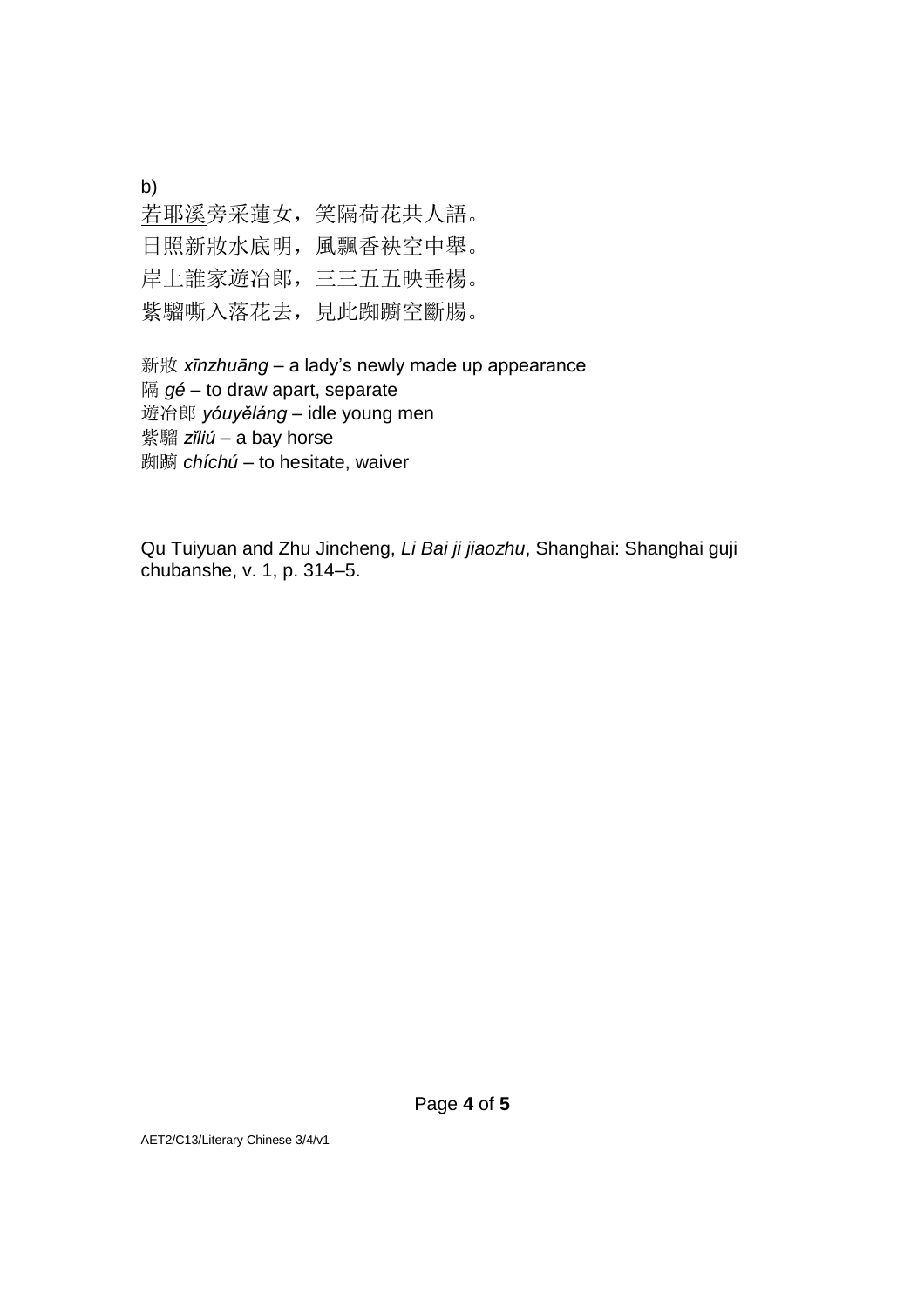b)

<u>若耶溪</u>旁采蓮女，笑隔荷花共人語。
日照新妝水底明，風飄香袂空中舉。
岸上誰家遊冶郎，三三五五映垂楊。
紫騮嘶入落花去，見此踟躕空斷腸。

新妝 *xīnzhuāng* – a lady's newly made up appearance
隔 *gé* – to draw apart, separate
遊冶郎 *yóuyěláng* – idle young men
紫騮 *zǐliú* – a bay horse
踟躕 *chíchú* – to hesitate, waiver

Qu Tuiyuan and Zhu Jincheng, *Li Bai ji jiaozhu*, Shanghai: Shanghai guji chubanshe, v. 1, p. 314–5.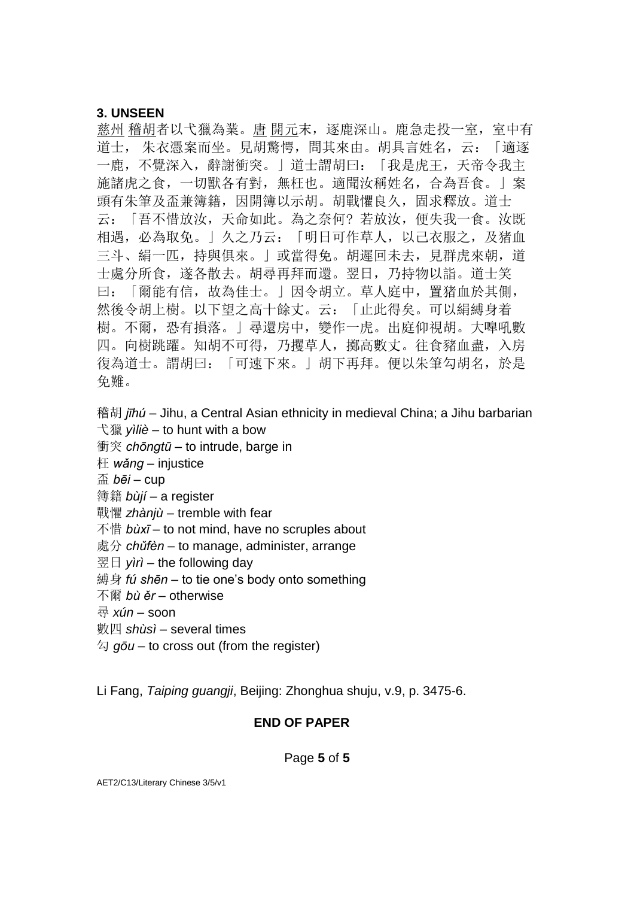**3. UNSEEN**

<u>慈州</u> <u>稽胡</u>者以弋獵為業。<u>唐</u> <u>開元</u>末，逐鹿深山。鹿急走投一室，室中有道士， 朱衣憑案而坐。見胡驚愕，問其來由。胡具言姓名，云：「適逐一鹿，不覺深入，辭謝衝突。」道士謂胡曰：「我是虎王，天帝令我主施諸虎之食，一切獸各有對， 無枉也。適聞汝稱姓名，合為吾食。」案頭有朱筆及盃兼簿籍，因開簿以示胡。胡戰懼良久，固求釋放。道士云：「吾不惜放汝，天命如此。為之奈何? 若放汝，便失我一食。汝既相遇，必為取免。」久之乃云：「明日可作草人，以己衣服之，及豬血三斗、絹一匹，持與俱來。」或當得免。胡遲回未去，見群虎來朝，道士處分所食，遂各散去。胡尋再拜而還。翌日，乃持物以詣。道士笑曰：「爾能有信，故為佳士。」因令胡立。草人庭中，置豬血於其側，然後令胡上樹。以下望之高十餘丈。云：「止此得矣。可以絹縛身着樹。不爾，恐有損落。」尋還房中，變作一虎。出庭仰視胡。大嗥吼數四。向樹跳躍。知胡不可得，乃攫草人，擲高數丈。往食豬血盡，入房復為道士。謂胡曰：「可速下來。」胡下再拜。便以朱筆勾胡名，於是免難。

稽胡 *jīhú* – Jihu, a Central Asian ethnicity in medieval China; a Jihu barbarian
弋獵 *yìliè* – to hunt with a bow
衝突 *chōngtū* – to intrude, barge in
枉 *wǎng* – injustice
盃 *bēi* – cup
簿籍 *bùjí* – a register
戰懼 *zhànjù* – tremble with fear
不惜 *bùxī* – to not mind, have no scruples about
處分 *chǔfèn* – to manage, administer, arrange
翌日 *yìrì* – the following day
縛身 *fú shēn* – to tie one's body onto something
不爾 *bù ěr* – otherwise
尋 *xún* – soon
數四 *shùsì* – several times
勾 *gōu* – to cross out (from the register)

Li Fang, *Taiping guangji*, Beijing: Zhonghua shuju, v.9, p. 3475-6.

**END OF PAPER**

AET2/C13/Literary Chinese 3/5/v1